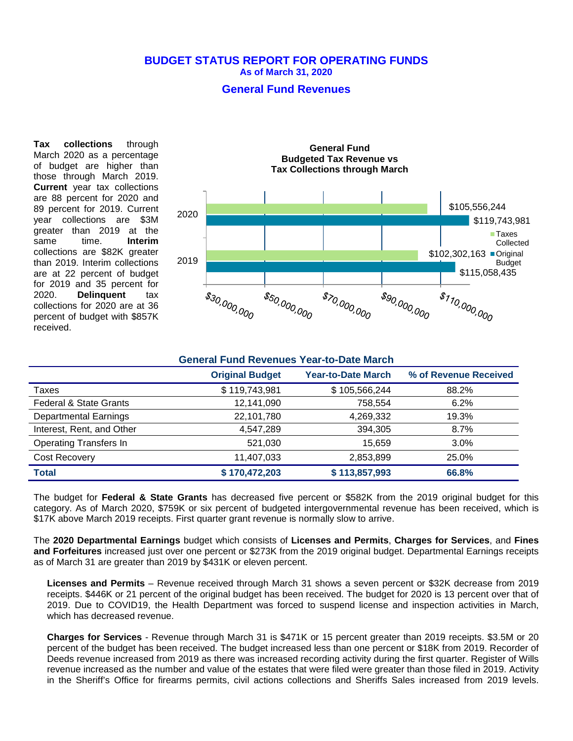# BUDGET STATUS REPORT FOR OPERATING FUNDS

**As of March 31, 2020**

## General Fund Revenues

**Tax collections** through March 2020 as a percentage of budget are higher than those through March 2019. **Current** year tax collections are 88 percent for 2020 and 89 percent for 2019. Current year collections are $3M greater than 2019 at the same time. **Interim** collections are $82K greater than 2019. Interim collections are at 22 percent of budget for 2019 and 35 percent for 2020. **Delinquent** tax collections for 2020 are at 36 percent of budget with $857K received.

**General Fund Budgeted Tax Revenue vs Tax Collections through March**

| Year | Taxes Collected | Original Budget |
|---|---|---|
| 2020 | $105,556,244 | $119,743,981 |
| 2019 | $102,302,163 | $115,058,435 |

### General Fund Revenues Year-to-Date March

| | Original Budget | Year-to-Date March | % of Revenue Received |
|---|---|---|---|
| Taxes | $ 119,743,981 | $ 105,566,244 | 88.2% |
| Federal & State Grants | 12,141,090 | 758,554 | 6.2% |
| Departmental Earnings | 22,101,780 | 4,269,332 | 19.3% |
| Interest, Rent, and Other | 4,547,289 | 394,305 | 8.7% |
| Operating Transfers In | 521,030 | 15,659 | 3.0% |
| Cost Recovery | 11,407,033 | 2,853,899 | 25.0% |
| **Total** | **$ 170,472,203** | **$ 113,857,993** | **66.8%** |

The budget for **Federal & State Grants** has decreased five percent or $582K from the 2019 original budget for this category. As of March 2020, $759K or six percent of budgeted intergovernmental revenue has been received, which is $17K above March 2019 receipts. First quarter grant revenue is normally slow to arrive.

The **2020 Departmental Earnings** budget which consists of **Licenses and Permits**, **Charges for Services**, and **Fines and Forfeitures** increased just over one percent or $273K from the 2019 original budget. Departmental Earnings receipts as of March 31 are greater than 2019 by $431K or eleven percent.

**Licenses and Permits** – Revenue received through March 31 shows a seven percent or $32K decrease from 2019 receipts. $446K or 21 percent of the original budget has been received. The budget for 2020 is 13 percent over that of 2019. Due to COVID19, the Health Department was forced to suspend license and inspection activities in March, which has decreased revenue.

**Charges for Services** - Revenue through March 31 is $471K or 15 percent greater than 2019 receipts. $3.5M or 20 percent of the budget has been received. The budget increased less than one percent or $18K from 2019. Recorder of Deeds revenue increased from 2019 as there was increased recording activity during the first quarter. Register of Wills revenue increased as the number and value of the estates that were filed were greater than those filed in 2019. Activity in the Sheriff's Office for firearms permits, civil actions collections and Sheriffs Sales increased from 2019 levels.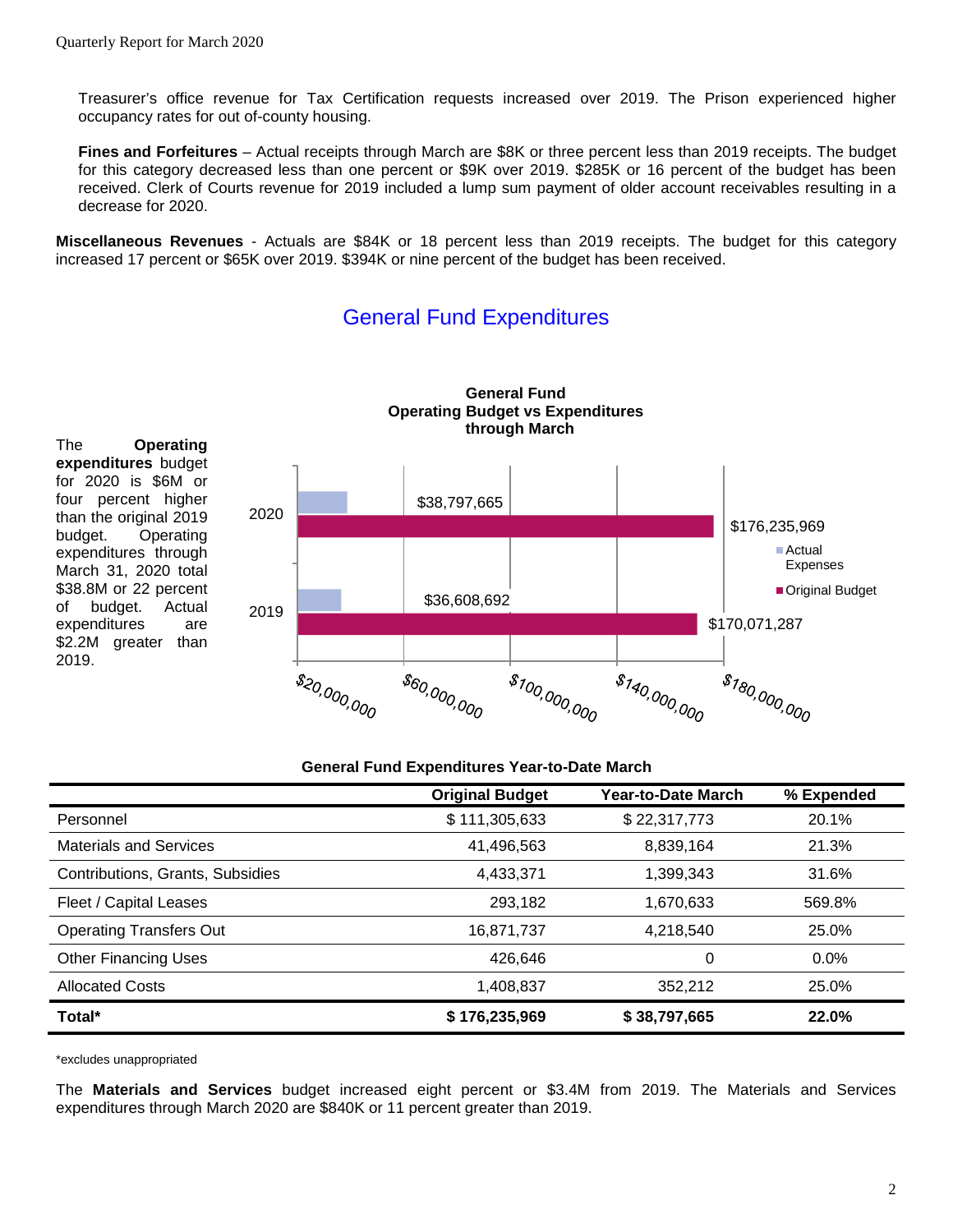Treasurer's office revenue for Tax Certification requests increased over 2019. The Prison experienced higher occupancy rates for out of-county housing.

**Fines and Forfeitures** – Actual receipts through March are $8K or three percent less than 2019 receipts. The budget for this category decreased less than one percent or $9K over 2019. $285K or 16 percent of the budget has been received. Clerk of Courts revenue for 2019 included a lump sum payment of older account receivables resulting in a decrease for 2020.

**Miscellaneous Revenues** - Actuals are $84K or 18 percent less than 2019 receipts. The budget for this category increased 17 percent or $65K over 2019. $394K or nine percent of the budget has been received.

## General Fund Expenditures

The **Operating expenditures** budget for 2020 is $6M or four percent higher than the original 2019 budget. Operating expenditures through March 31, 2020 total $38.8M or 22 percent of budget. Actual expenditures are $2.2M greater than 2019.

**General Fund Operating Budget vs Expenditures through March**

| Year | Actual Expenses | Original Budget |
|---|---|---|
| 2020 | $38,797,665 | $176,235,969 |
| 2019 | $36,608,692 | $170,071,287 |

**General Fund Expenditures Year-to-Date March**

| | Original Budget | Year-to-Date March | % Expended |
|---|---|---|---|
| Personnel | $ 111,305,633 | $ 22,317,773 | 20.1% |
| Materials and Services | 41,496,563 | 8,839,164 | 21.3% |
| Contributions, Grants, Subsidies | 4,433,371 | 1,399,343 | 31.6% |
| Fleet / Capital Leases | 293,182 | 1,670,633 | 569.8% |
| Operating Transfers Out | 16,871,737 | 4,218,540 | 25.0% |
| Other Financing Uses | 426,646 | 0 | 0.0% |
| Allocated Costs | 1,408,837 | 352,212 | 25.0% |
| **Total*** | **$ 176,235,969** | **$ 38,797,665** | **22.0%** |

*excludes unappropriated

The **Materials and Services** budget increased eight percent or $3.4M from 2019. The Materials and Services expenditures through March 2020 are $840K or 11 percent greater than 2019.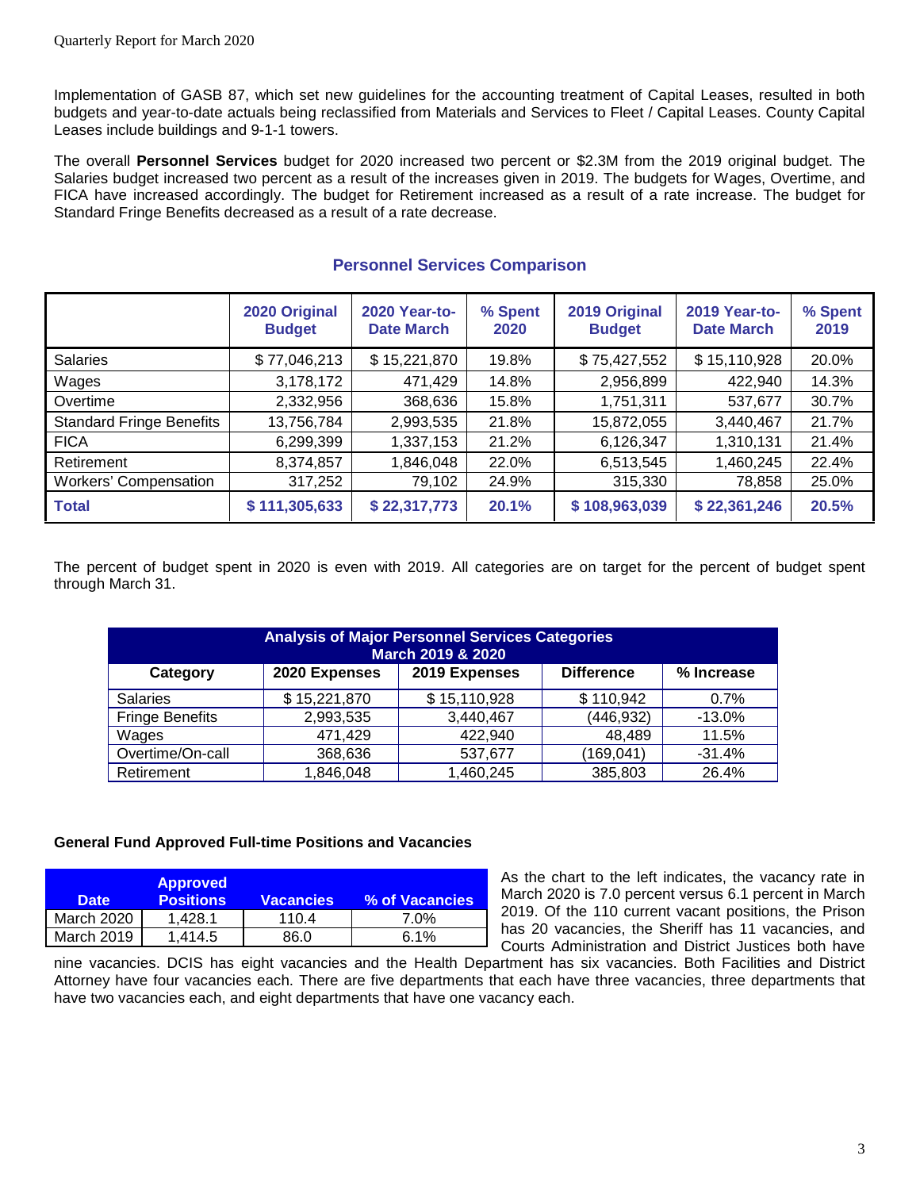Implementation of GASB 87, which set new guidelines for the accounting treatment of Capital Leases, resulted in both budgets and year-to-date actuals being reclassified from Materials and Services to Fleet / Capital Leases. County Capital Leases include buildings and 9-1-1 towers.

The overall **Personnel Services** budget for 2020 increased two percent or $2.3M from the 2019 original budget. The Salaries budget increased two percent as a result of the increases given in 2019. The budgets for Wages, Overtime, and FICA have increased accordingly. The budget for Retirement increased as a result of a rate increase. The budget for Standard Fringe Benefits decreased as a result of a rate decrease.

## Personnel Services Comparison

| | 2020 Original Budget | 2020 Year-to-Date March | % Spent 2020 | 2019 Original Budget | 2019 Year-to-Date March | % Spent 2019 |
|---|---|---|---|---|---|---|
| Salaries | $ 77,046,213 | $ 15,221,870 | 19.8% | $ 75,427,552 | $ 15,110,928 | 20.0% |
| Wages | 3,178,172 | 471,429 | 14.8% | 2,956,899 | 422,940 | 14.3% |
| Overtime | 2,332,956 | 368,636 | 15.8% | 1,751,311 | 537,677 | 30.7% |
| Standard Fringe Benefits | 13,756,784 | 2,993,535 | 21.8% | 15,872,055 | 3,440,467 | 21.7% |
| FICA | 6,299,399 | 1,337,153 | 21.2% | 6,126,347 | 1,310,131 | 21.4% |
| Retirement | 8,374,857 | 1,846,048 | 22.0% | 6,513,545 | 1,460,245 | 22.4% |
| Workers' Compensation | 317,252 | 79,102 | 24.9% | 315,330 | 78,858 | 25.0% |
| **Total** | **$ 111,305,633** | **$ 22,317,773** | **20.1%** | **$ 108,963,039** | **$ 22,361,246** | **20.5%** |

The percent of budget spent in 2020 is even with 2019. All categories are on target for the percent of budget spent through March 31.

| Analysis of Major Personnel Services Categories March 2019 & 2020 | | | | |
|---|---|---|---|---|
| **Category** | **2020 Expenses** | **2019 Expenses** | **Difference** | **% Increase** |
| Salaries | $ 15,221,870 | $ 15,110,928 | $ 110,942 | 0.7% |
| Fringe Benefits | 2,993,535 | 3,440,467 | (446,932) | -13.0% |
| Wages | 471,429 | 422,940 | 48,489 | 11.5% |
| Overtime/On-call | 368,636 | 537,677 | (169,041) | -31.4% |
| Retirement | 1,846,048 | 1,460,245 | 385,803 | 26.4% |

**General Fund Approved Full-time Positions and Vacancies**

| Date | Approved Positions | Vacancies | % of Vacancies |
|---|---|---|---|
| March 2020 | 1,428.1 | 110.4 | 7.0% |
| March 2019 | 1,414.5 | 86.0 | 6.1% |

As the chart to the left indicates, the vacancy rate in March 2020 is 7.0 percent versus 6.1 percent in March 2019. Of the 110 current vacant positions, the Prison has 20 vacancies, the Sheriff has 11 vacancies, and Courts Administration and District Justices both have nine vacancies. DCIS has eight vacancies and the Health Department has six vacancies. Both Facilities and District Attorney have four vacancies each. There are five departments that each have three vacancies, three departments that have two vacancies each, and eight departments that have one vacancy each.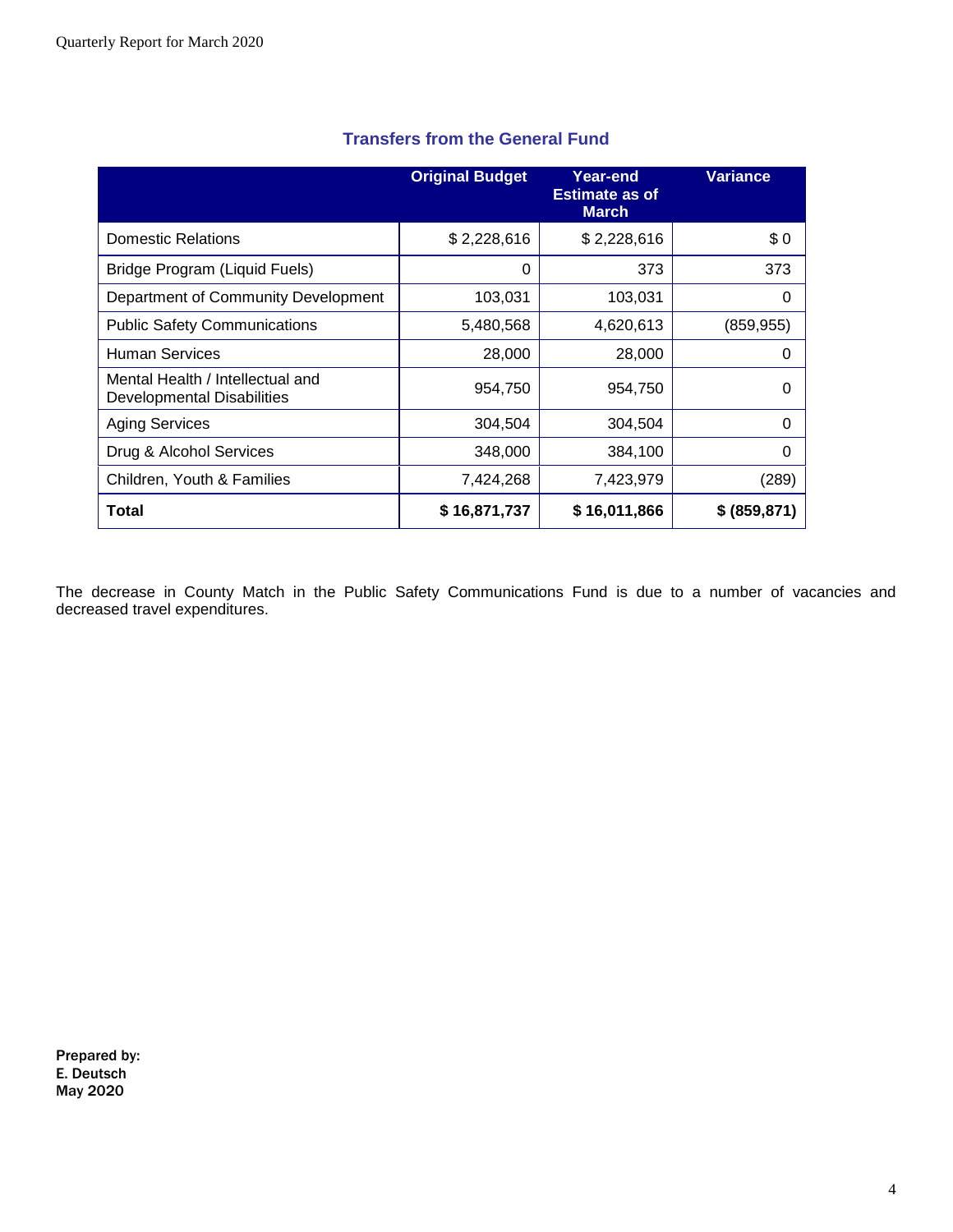## Transfers from the General Fund

| | Original Budget | Year-end Estimate as of March | Variance |
|---|---|---|---|
| Domestic Relations | $ 2,228,616 | $ 2,228,616 | $ 0 |
| Bridge Program (Liquid Fuels) | 0 | 373 | 373 |
| Department of Community Development | 103,031 | 103,031 | 0 |
| Public Safety Communications | 5,480,568 | 4,620,613 | (859,955) |
| Human Services | 28,000 | 28,000 | 0 |
| Mental Health / Intellectual and Developmental Disabilities | 954,750 | 954,750 | 0 |
| Aging Services | 304,504 | 304,504 | 0 |
| Drug & Alcohol Services | 348,000 | 384,100 | 0 |
| Children, Youth & Families | 7,424,268 | 7,423,979 | (289) |
| **Total** | **$ 16,871,737** | **$ 16,011,866** | **$ (859,871)** |

The decrease in County Match in the Public Safety Communications Fund is due to a number of vacancies and decreased travel expenditures.

**Prepared by:**
**E. Deutsch**
**May 2020**